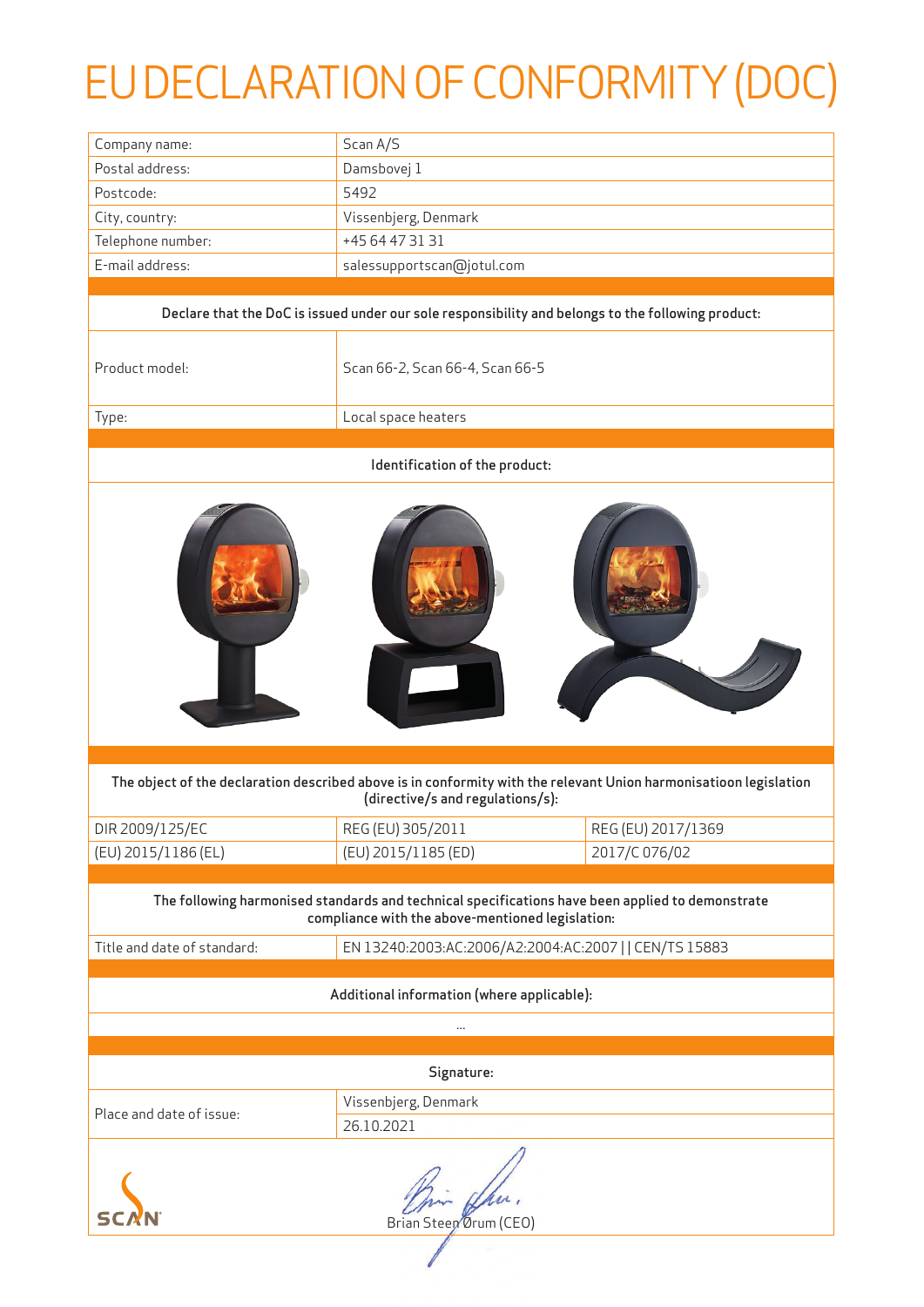# EU DECLARATION OF CONFORMITY (DOC)

| Company name: | Scan A/S |
|---|---|
| Postal address: | Damsbovej 1 |
| Postcode: | 5492 |
| City, country: | Vissenbjerg, Denmark |
| Telephone number: | +45 64 47 31 31 |
| E-mail address: | salessupportscan@jotul.com |

**Declare that the DoC is issued under our sole responsibility and belongs to the following product:**

| Product model: | Scan 66-2, Scan 66-4, Scan 66-5 |
|---|---|
| Type: | Local space heaters |

**Identification of the product:**

**The object of the declaration described above is in conformity with the relevant Union harmonisatioon legislation (directive/s and regulations/s):**

| DIR 2009/125/EC | REG (EU) 305/2011 | REG (EU) 2017/1369 |
|---|---|---|
| (EU) 2015/1186 (EL) | (EU) 2015/1185 (ED) | 2017/C 076/02 |

**The following harmonised standards and technical specifications have been applied to demonstrate compliance with the above-mentioned legislation:**

| Title and date of standard: | EN 13240:2003:AC:2006/A2:2004:AC:2007 \|\| CEN/TS 15883 |
|---|---|

**Additional information (where applicable):**

...

**Signature:**

| Place and date of issue: | Vissenbjerg, Denmark |
|---|---|
| | 26.10.2021 |

SCAN

Brian Steen Ørum (CEO)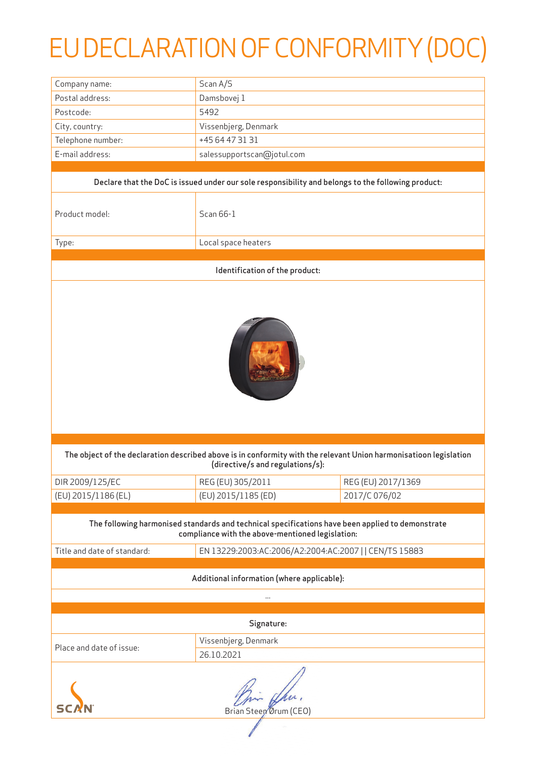# EU DECLARATION OF CONFORMITY (DOC)

| | |
|---|---|
| Company name: | Scan A/S |
| Postal address: | Damsbovej 1 |
| Postcode: | 5492 |
| City, country: | Vissenbjerg, Denmark |
| Telephone number: | +45 64 47 31 31 |
| E-mail address: | salessupportscan@jotul.com |

**Declare that the DoC is issued under our sole responsibility and belongs to the following product:**

| | |
|---|---|
| Product model: | Scan 66-1 |
| Type: | Local space heaters |

**Identification of the product:**

**The object of the declaration described above is in conformity with the relevant Union harmonisatioon legislation (directive/s and regulations/s):**

| | | |
|---|---|---|
| DIR 2009/125/EC | REG (EU) 305/2011 | REG (EU) 2017/1369 |
| (EU) 2015/1186 (EL) | (EU) 2015/1185 (ED) | 2017/C 076/02 |

**The following harmonised standards and technical specifications have been applied to demonstrate compliance with the above-mentioned legislation:**

| | |
|---|---|
| Title and date of standard: | EN 13229:2003:AC:2006/A2:2004:AC:2007 \|\| CEN/TS 15883 |

**Additional information (where applicable):**

...

**Signature:**

| | |
|---|---|
| Place and date of issue: | Vissenbjerg, Denmark |
| | 26.10.2021 |

SCAN

Brian Steen Ørum (CEO)